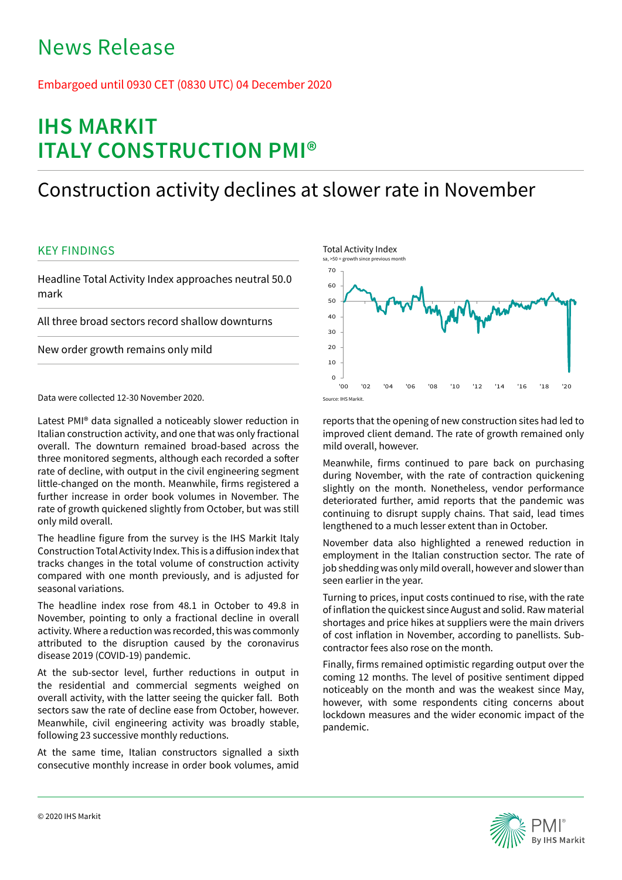# News Release

Embargoed until 0930 CET (0830 UTC) 04 December 2020

# IHS MARKIT ITALY CONSTRUCTION PMI®

## Construction activity declines at slower rate in November

### KEY FINDINGS

Headline Total Activity Index approaches neutral 50.0 mark

All three broad sectors record shallow downturns

New order growth remains only mild

Data were collected 12-30 November 2020.

Total Activity Index
sa, >50 = growth since previous month

Source: IHS Markit.

Latest PMI® data signalled a noticeably slower reduction in Italian construction activity, and one that was only fractional overall. The downturn remained broad-based across the three monitored segments, although each recorded a softer rate of decline, with output in the civil engineering segment little-changed on the month. Meanwhile, firms registered a further increase in order book volumes in November. The rate of growth quickened slightly from October, but was still only mild overall.

The headline figure from the survey is the IHS Markit Italy Construction Total Activity Index. This is a diffusion index that tracks changes in the total volume of construction activity compared with one month previously, and is adjusted for seasonal variations.

The headline index rose from 48.1 in October to 49.8 in November, pointing to only a fractional decline in overall activity. Where a reduction was recorded, this was commonly attributed to the disruption caused by the coronavirus disease 2019 (COVID-19) pandemic.

At the sub-sector level, further reductions in output in the residential and commercial segments weighed on overall activity, with the latter seeing the quicker fall. Both sectors saw the rate of decline ease from October, however. Meanwhile, civil engineering activity was broadly stable, following 23 successive monthly reductions.

At the same time, Italian constructors signalled a sixth consecutive monthly increase in order book volumes, amid reports that the opening of new construction sites had led to improved client demand. The rate of growth remained only mild overall, however.

Meanwhile, firms continued to pare back on purchasing during November, with the rate of contraction quickening slightly on the month. Nonetheless, vendor performance deteriorated further, amid reports that the pandemic was continuing to disrupt supply chains. That said, lead times lengthened to a much lesser extent than in October.

November data also highlighted a renewed reduction in employment in the Italian construction sector. The rate of job shedding was only mild overall, however and slower than seen earlier in the year.

Turning to prices, input costs continued to rise, with the rate of inflation the quickest since August and solid. Raw material shortages and price hikes at suppliers were the main drivers of cost inflation in November, according to panellists. Sub-contractor fees also rose on the month.

Finally, firms remained optimistic regarding output over the coming 12 months. The level of positive sentiment dipped noticeably on the month and was the weakest since May, however, with some respondents citing concerns about lockdown measures and the wider economic impact of the pandemic.

© 2020 IHS Markit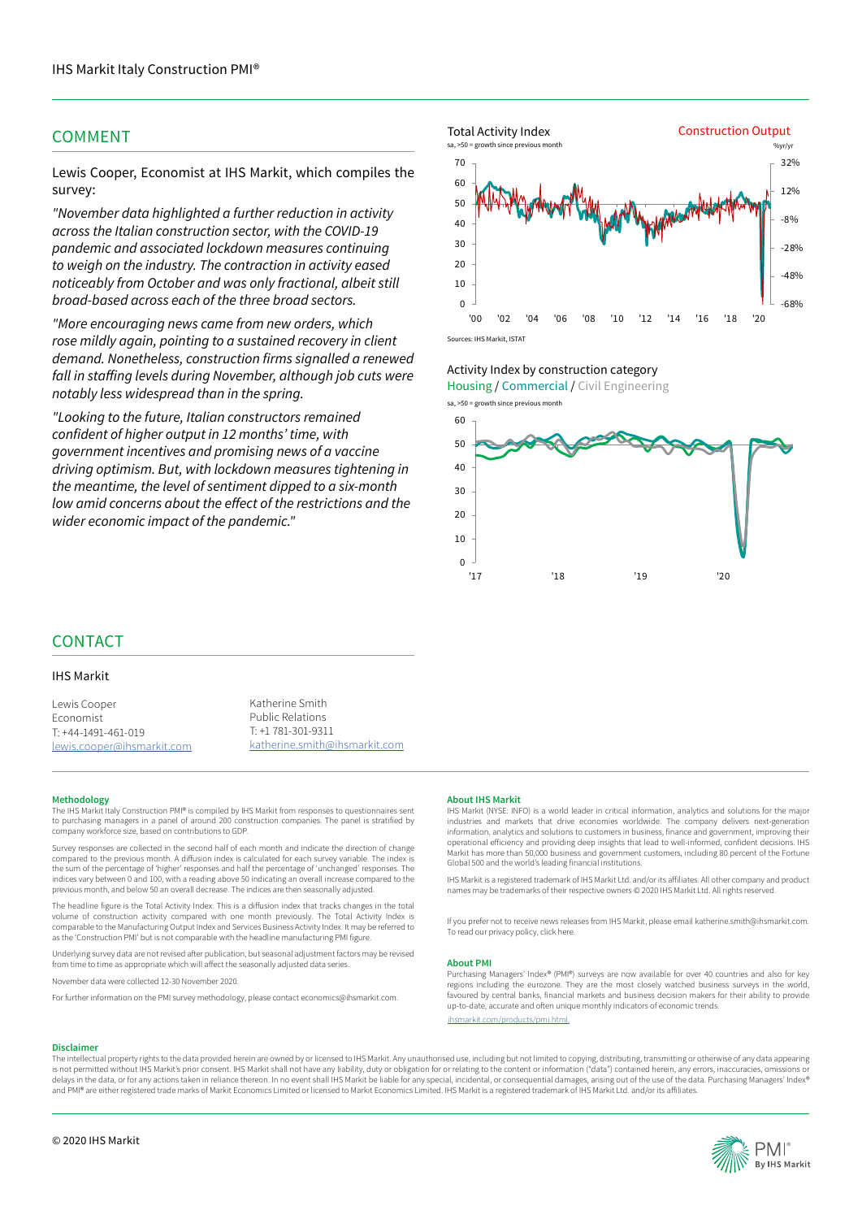## COMMENT

Lewis Cooper, Economist at IHS Markit, which compiles the survey:

*"November data highlighted a further reduction in activity across the Italian construction sector, with the COVID-19 pandemic and associated lockdown measures continuing to weigh on the industry. The contraction in activity eased noticeably from October and was only fractional, albeit still broad-based across each of the three broad sectors.*

*"More encouraging news came from new orders, which rose mildly again, pointing to a sustained recovery in client demand. Nonetheless, construction firms signalled a renewed fall in staffing levels during November, although job cuts were notably less widespread than in the spring.*

*"Looking to the future, Italian constructors remained confident of higher output in 12 months' time, with government incentives and promising news of a vaccine driving optimism. But, with lockdown measures tightening in the meantime, the level of sentiment dipped to a six-month low amid concerns about the effect of the restrictions and the wider economic impact of the pandemic."*

Total Activity Index
sa, >50 = growth since previous month
Construction Output
%yr/yr
70, 60, 50, 40, 30, 20, 10, 0
32%, 12%, -8%, -28%, -48%, -68%
'00 '02 '04 '06 '08 '10 '12 '14 '16 '18 '20
Sources: IHS Markit, ISTAT

Activity Index by construction category
Housing / Commercial / Civil Engineering
sa, >50 = growth since previous month
60, 50, 40, 30, 20, 10, 0
'17 '18 '19 '20

## CONTACT

### IHS Markit

Lewis Cooper
Economist
T: +44-1491-461-019
lewis.cooper@ihsmarkit.com

Katherine Smith
Public Relations
T: +1 781-301-9311
katherine.smith@ihsmarkit.com

#### Methodology

The IHS Markit Italy Construction PMI® is compiled by IHS Markit from responses to questionnaires sent to purchasing managers in a panel of around 200 construction companies. The panel is stratified by company workforce size, based on contributions to GDP.

Survey responses are collected in the second half of each month and indicate the direction of change compared to the previous month. A diffusion index is calculated for each survey variable. The index is the sum of the percentage of 'higher' responses and half the percentage of 'unchanged' responses. The indices vary between 0 and 100, with a reading above 50 indicating an overall increase compared to the previous month, and below 50 an overall decrease. The indices are then seasonally adjusted.

The headline figure is the Total Activity Index. This is a diffusion index that tracks changes in the total volume of construction activity compared with one month previously. The Total Activity Index is comparable to the Manufacturing Output Index and Services Business Activity Index. It may be referred to as the 'Construction PMI' but is not comparable with the headline manufacturing PMI figure.

Underlying survey data are not revised after publication, but seasonal adjustment factors may be revised from time to time as appropriate which will affect the seasonally adjusted data series.

November data were collected 12-30 November 2020.

For further information on the PMI survey methodology, please contact economics@ihsmarkit.com.

#### About IHS Markit

IHS Markit (NYSE: INFO) is a world leader in critical information, analytics and solutions for the major industries and markets that drive economies worldwide. The company delivers next-generation information, analytics and solutions to customers in business, finance and government, improving their operational efficiency and providing deep insights that lead to well-informed, confident decisions. IHS Markit has more than 50,000 business and government customers, including 80 percent of the Fortune Global 500 and the world's leading financial institutions.

IHS Markit is a registered trademark of IHS Markit Ltd. and/or its affiliates. All other company and product names may be trademarks of their respective owners © 2020 IHS Markit Ltd. All rights reserved.

If you prefer not to receive news releases from IHS Markit, please email katherine.smith@ihsmarkit.com. To read our privacy policy, click here.

#### About PMI

Purchasing Managers' Index® (PMI®) surveys are now available for over 40 countries and also for key regions including the eurozone. They are the most closely watched business surveys in the world, favoured by central banks, financial markets and business decision makers for their ability to provide up-to-date, accurate and often unique monthly indicators of economic trends.

ihsmarkit.com/products/pmi.html.

#### Disclaimer

The intellectual property rights to the data provided herein are owned by or licensed to IHS Markit. Any unauthorised use, including but not limited to copying, distributing, transmitting or otherwise of any data appearing is not permitted without IHS Markit's prior consent. IHS Markit shall not have any liability, duty or obligation for or relating to the content or information ("data") contained herein, any errors, inaccuracies, omissions or delays in the data, or for any actions taken in reliance thereon. In no event shall IHS Markit be liable for any special, incidental, or consequential damages, arising out of the use of the data. Purchasing Managers' Index® and PMI® are either registered trade marks of Markit Economics Limited or licensed to Markit Economics Limited. IHS Markit is a registered trademark of IHS Markit Ltd. and/or its affiliates.

© 2020 IHS Markit